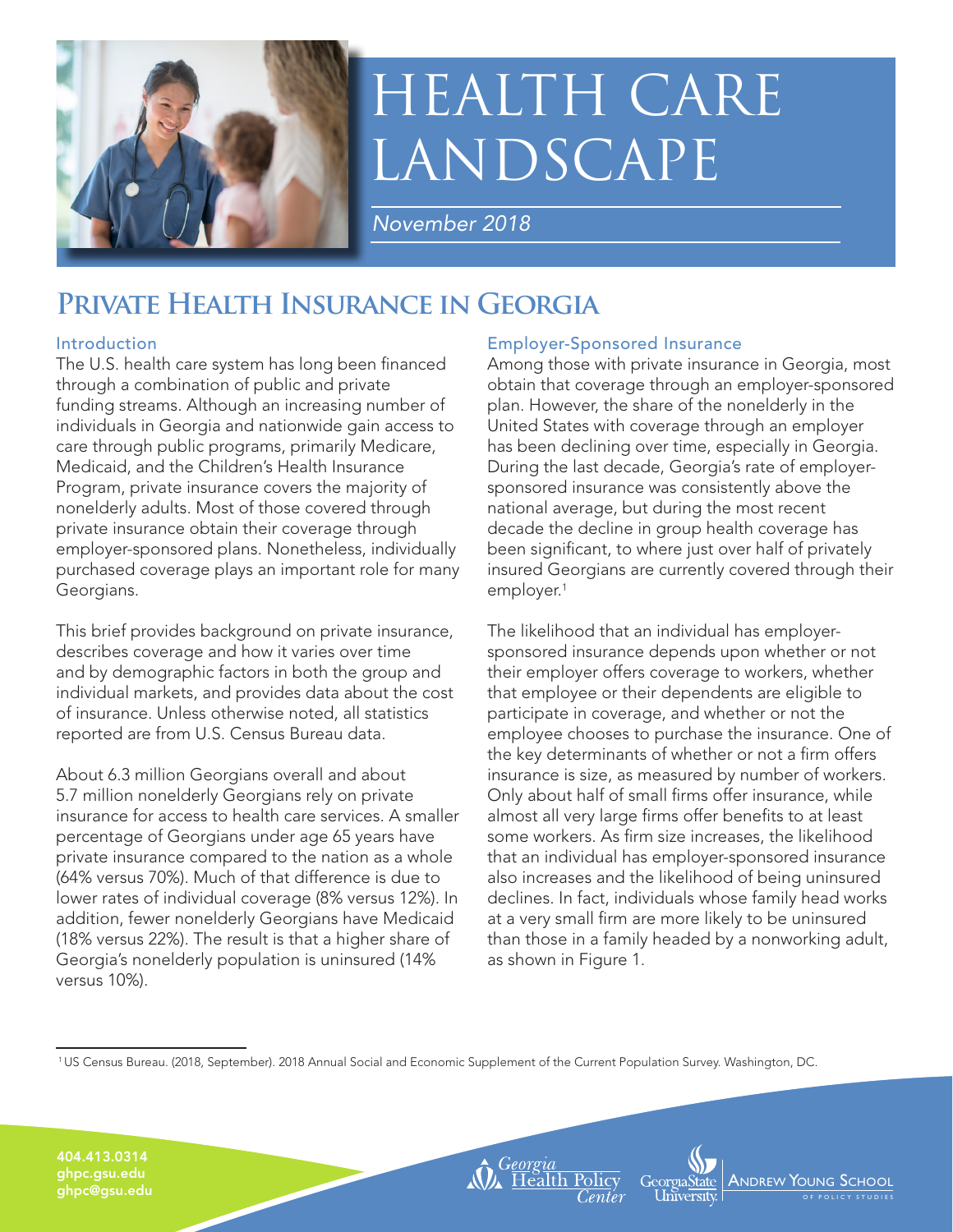# HEALTH CARE LANDSCAPE

*November 2018*

## Private Health Insurance in Georgia

### Introduction

The U.S. health care system has long been financed through a combination of public and private funding streams. Although an increasing number of individuals in Georgia and nationwide gain access to care through public programs, primarily Medicare, Medicaid, and the Children's Health Insurance Program, private insurance covers the majority of nonelderly adults. Most of those covered through private insurance obtain their coverage through employer-sponsored plans. Nonetheless, individually purchased coverage plays an important role for many Georgians.

This brief provides background on private insurance, describes coverage and how it varies over time and by demographic factors in both the group and individual markets, and provides data about the cost of insurance. Unless otherwise noted, all statistics reported are from U.S. Census Bureau data.

About 6.3 million Georgians overall and about 5.7 million nonelderly Georgians rely on private insurance for access to health care services. A smaller percentage of Georgians under age 65 years have private insurance compared to the nation as a whole (64% versus 70%). Much of that difference is due to lower rates of individual coverage (8% versus 12%). In addition, fewer nonelderly Georgians have Medicaid (18% versus 22%). The result is that a higher share of Georgia's nonelderly population is uninsured (14% versus 10%).

### Employer-Sponsored Insurance

Among those with private insurance in Georgia, most obtain that coverage through an employer-sponsored plan. However, the share of the nonelderly in the United States with coverage through an employer has been declining over time, especially in Georgia. During the last decade, Georgia's rate of employer-sponsored insurance was consistently above the national average, but during the most recent decade the decline in group health coverage has been significant, to where just over half of privately insured Georgians are currently covered through their employer.[1]

The likelihood that an individual has employer-sponsored insurance depends upon whether or not their employer offers coverage to workers, whether that employee or their dependents are eligible to participate in coverage, and whether or not the employee chooses to purchase the insurance. One of the key determinants of whether or not a firm offers insurance is size, as measured by number of workers. Only about half of small firms offer insurance, while almost all very large firms offer benefits to at least some workers. As firm size increases, the likelihood that an individual has employer-sponsored insurance also increases and the likelihood of being uninsured declines. In fact, individuals whose family head works at a very small firm are more likely to be uninsured than those in a family headed by a nonworking adult, as shown in Figure 1.

[1] US Census Bureau. (2018, September). 2018 Annual Social and Economic Supplement of the Current Population Survey. Washington, DC.

404.413.0314
ghpc.gsu.edu
ghpc@gsu.edu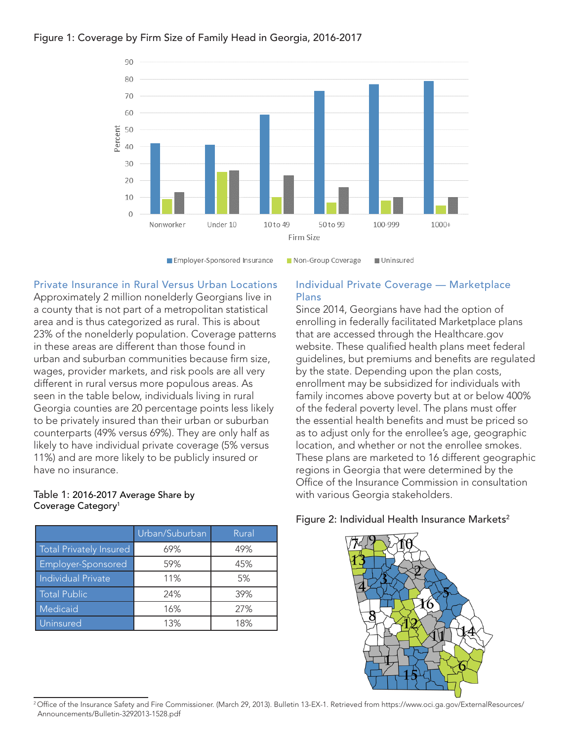Figure 1: Coverage by Firm Size of Family Head in Georgia, 2016-2017

## Private Insurance in Rural Versus Urban Locations

Approximately 2 million nonelderly Georgians live in a county that is not part of a metropolitan statistical area and is thus categorized as rural. This is about 23% of the nonelderly population. Coverage patterns in these areas are different than those found in urban and suburban communities because firm size, wages, provider markets, and risk pools are all very different in rural versus more populous areas. As seen in the table below, individuals living in rural Georgia counties are 20 percentage points less likely to be privately insured than their urban or suburban counterparts (49% versus 69%). They are only half as likely to have individual private coverage (5% versus 11%) and are more likely to be publicly insured or have no insurance.

Table 1: 2016-2017 Average Share by Coverage Category[1]

| | Urban/Suburban | Rural |
|---|---|---|
| Total Privately Insured | 69% | 49% |
| Employer-Sponsored | 59% | 45% |
| Individual Private | 11% | 5% |
| Total Public | 24% | 39% |
| Medicaid | 16% | 27% |
| Uninsured | 13% | 18% |

## Individual Private Coverage — Marketplace Plans

Since 2014, Georgians have had the option of enrolling in federally facilitated Marketplace plans that are accessed through the Healthcare.gov website. These qualified health plans meet federal guidelines, but premiums and benefits are regulated by the state. Depending upon the plan costs, enrollment may be subsidized for individuals with family incomes above poverty but at or below 400% of the federal poverty level. The plans must offer the essential health benefits and must be priced so as to adjust only for the enrollee's age, geographic location, and whether or not the enrollee smokes. These plans are marketed to 16 different geographic regions in Georgia that were determined by the Office of the Insurance Commission in consultation with various Georgia stakeholders.

Figure 2: Individual Health Insurance Markets[2]

[2] Office of the Insurance Safety and Fire Commissioner. (March 29, 2013). Bulletin 13-EX-1. Retrieved from https://www.oci.ga.gov/ExternalResources/Announcements/Bulletin-3292013-1528.pdf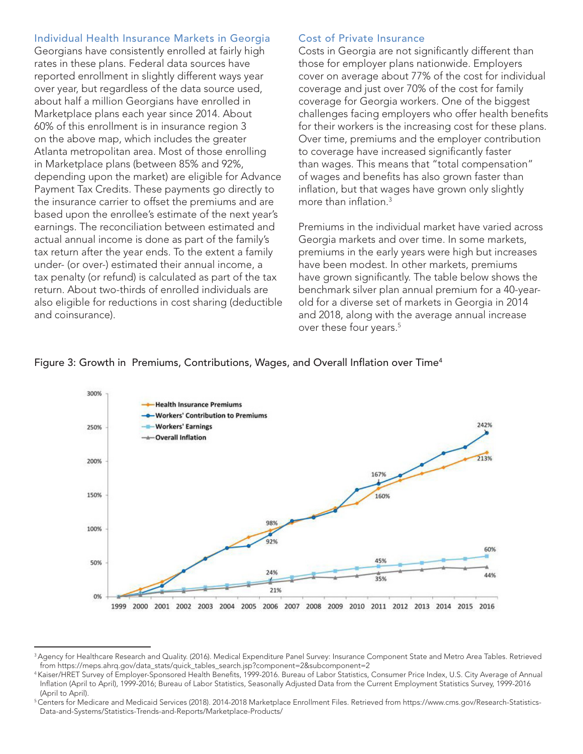## Individual Health Insurance Markets in Georgia

Georgians have consistently enrolled at fairly high rates in these plans. Federal data sources have reported enrollment in slightly different ways year over year, but regardless of the data source used, about half a million Georgians have enrolled in Marketplace plans each year since 2014. About 60% of this enrollment is in insurance region 3 on the above map, which includes the greater Atlanta metropolitan area. Most of those enrolling in Marketplace plans (between 85% and 92%, depending upon the market) are eligible for Advance Payment Tax Credits. These payments go directly to the insurance carrier to offset the premiums and are based upon the enrollee's estimate of the next year's earnings. The reconciliation between estimated and actual annual income is done as part of the family's tax return after the year ends. To the extent a family under- (or over-) estimated their annual income, a tax penalty (or refund) is calculated as part of the tax return. About two-thirds of enrolled individuals are also eligible for reductions in cost sharing (deductible and coinsurance).

## Cost of Private Insurance

Costs in Georgia are not significantly different than those for employer plans nationwide. Employers cover on average about 77% of the cost for individual coverage and just over 70% of the cost for family coverage for Georgia workers. One of the biggest challenges facing employers who offer health benefits for their workers is the increasing cost for these plans. Over time, premiums and the employer contribution to coverage have increased significantly faster than wages. This means that "total compensation" of wages and benefits has also grown faster than inflation, but that wages have grown only slightly more than inflation.[3]

Premiums in the individual market have varied across Georgia markets and over time. In some markets, premiums in the early years were high but increases have been modest. In other markets, premiums have grown significantly. The table below shows the benchmark silver plan annual premium for a 40-year-old for a diverse set of markets in Georgia in 2014 and 2018, along with the average annual increase over these four years.[5]

Figure 3: Growth in Premiums, Contributions, Wages, and Overall Inflation over Time[4]

---

[3] Agency for Healthcare Research and Quality. (2016). Medical Expenditure Panel Survey: Insurance Component State and Metro Area Tables. Retrieved from https://meps.ahrq.gov/data_stats/quick_tables_search.jsp?component=2&subcomponent=2

[4] Kaiser/HRET Survey of Employer-Sponsored Health Benefits, 1999-2016. Bureau of Labor Statistics, Consumer Price Index, U.S. City Average of Annual Inflation (April to April), 1999-2016; Bureau of Labor Statistics, Seasonally Adjusted Data from the Current Employment Statistics Survey, 1999-2016 (April to April).

[5] Centers for Medicare and Medicaid Services (2018). 2014-2018 Marketplace Enrollment Files. Retrieved from https://www.cms.gov/Research-Statistics-Data-and-Systems/Statistics-Trends-and-Reports/Marketplace-Products/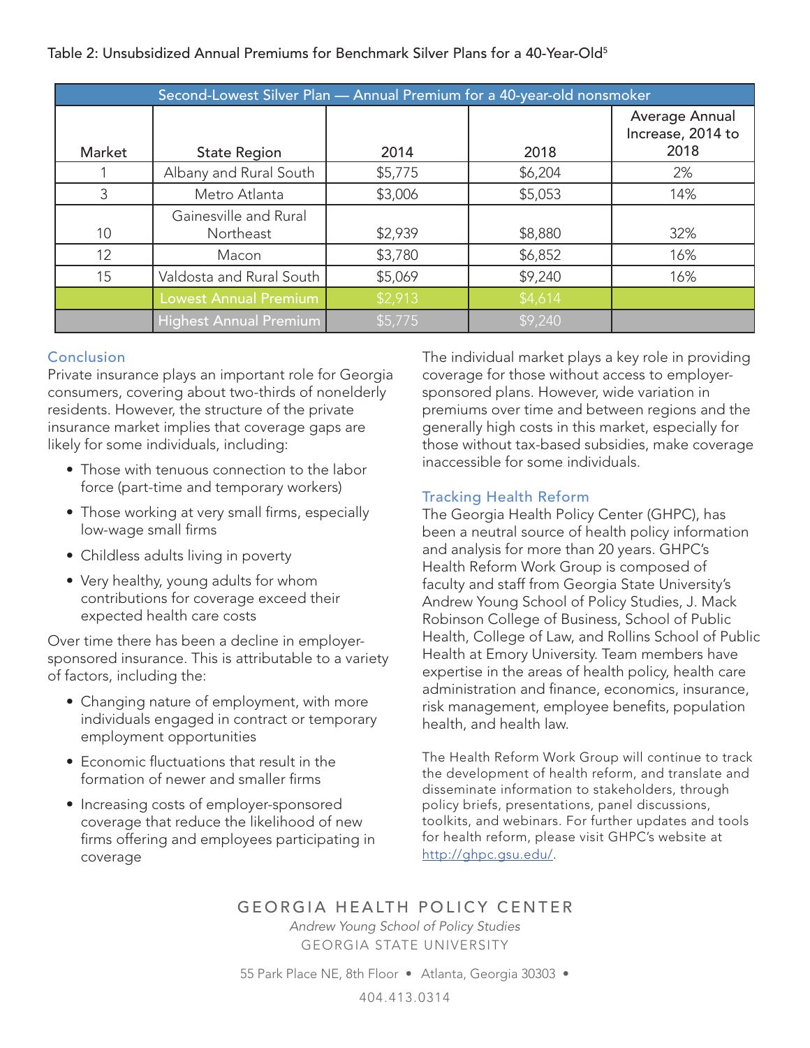Table 2: Unsubsidized Annual Premiums for Benchmark Silver Plans for a 40-Year-Old[5]

| Second-Lowest Silver Plan — Annual Premium for a 40-year-old nonsmoker | | | | |
|---|---|---|---|---|
| Market | State Region | 2014 | 2018 | Average Annual Increase, 2014 to 2018 |
| 1 | Albany and Rural South | $5,775 | $6,204 | 2% |
| 3 | Metro Atlanta | $3,006 | $5,053 | 14% |
| 10 | Gainesville and Rural Northeast | $2,939 | $8,880 | 32% |
| 12 | Macon | $3,780 | $6,852 | 16% |
| 15 | Valdosta and Rural South | $5,069 | $9,240 | 16% |
| | Lowest Annual Premium | $2,913 | $4,614 | |
| | Highest Annual Premium | $5,775 | $9,240 | |

## Conclusion

Private insurance plays an important role for Georgia consumers, covering about two-thirds of nonelderly residents. However, the structure of the private insurance market implies that coverage gaps are likely for some individuals, including:

- Those with tenuous connection to the labor force (part-time and temporary workers)
- Those working at very small firms, especially low-wage small firms
- Childless adults living in poverty
- Very healthy, young adults for whom contributions for coverage exceed their expected health care costs

Over time there has been a decline in employer-sponsored insurance. This is attributable to a variety of factors, including the:

- Changing nature of employment, with more individuals engaged in contract or temporary employment opportunities
- Economic fluctuations that result in the formation of newer and smaller firms
- Increasing costs of employer-sponsored coverage that reduce the likelihood of new firms offering and employees participating in coverage

The individual market plays a key role in providing coverage for those without access to employer-sponsored plans. However, wide variation in premiums over time and between regions and the generally high costs in this market, especially for those without tax-based subsidies, make coverage inaccessible for some individuals.

## Tracking Health Reform

The Georgia Health Policy Center (GHPC), has been a neutral source of health policy information and analysis for more than 20 years. GHPC's Health Reform Work Group is composed of faculty and staff from Georgia State University's Andrew Young School of Policy Studies, J. Mack Robinson College of Business, School of Public Health, College of Law, and Rollins School of Public Health at Emory University. Team members have expertise in the areas of health policy, health care administration and finance, economics, insurance, risk management, employee benefits, population health, and health law.

The Health Reform Work Group will continue to track the development of health reform, and translate and disseminate information to stakeholders, through policy briefs, presentations, panel discussions, toolkits, and webinars. For further updates and tools for health reform, please visit GHPC's website at http://ghpc.gsu.edu/.

GEORGIA HEALTH POLICY CENTER

*Andrew Young School of Policy Studies*

GEORGIA STATE UNIVERSITY

55 Park Place NE, 8th Floor • Atlanta, Georgia 30303 •

404.413.0314